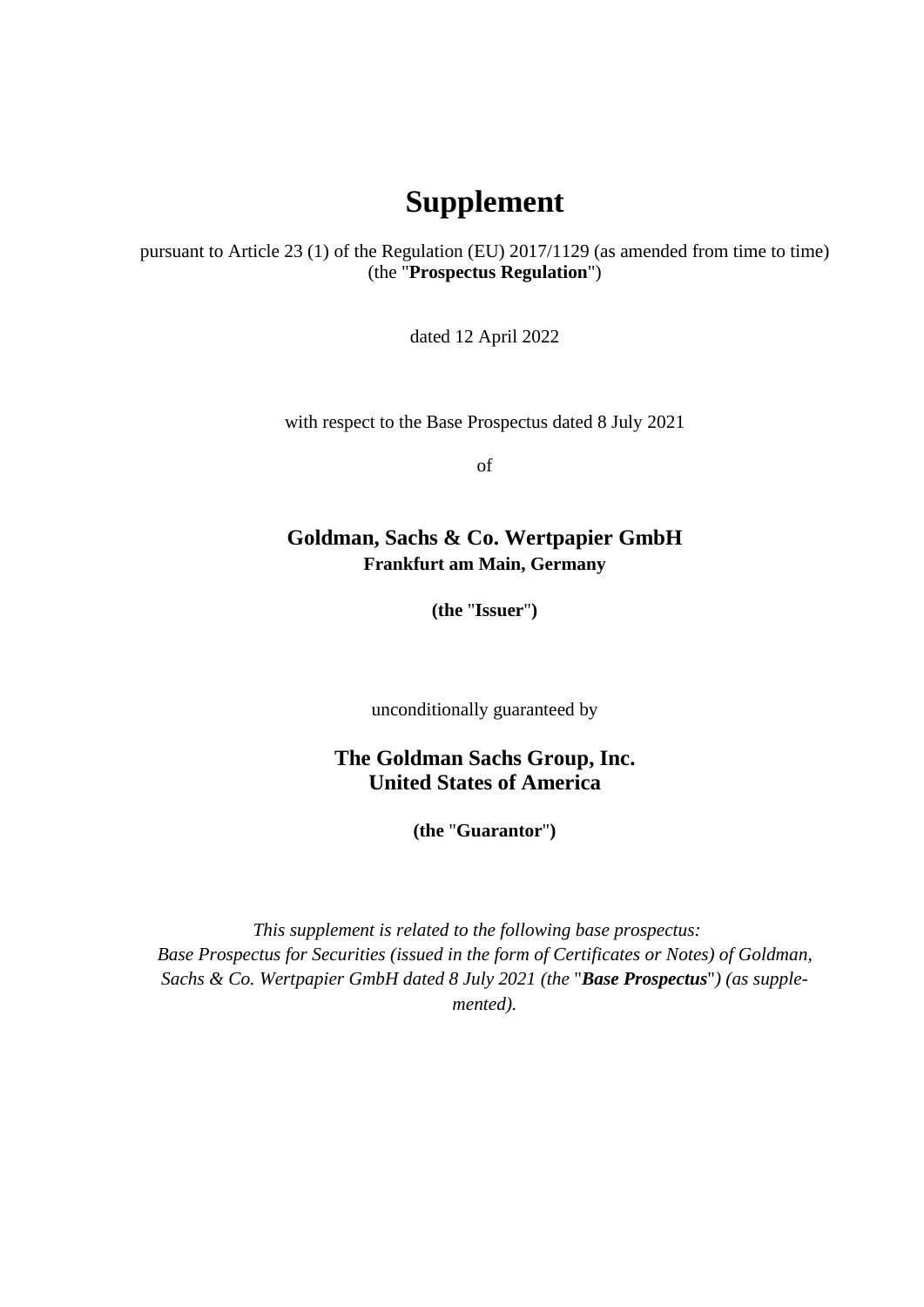# Supplement

pursuant to Article 23 (1) of the Regulation (EU) 2017/1129 (as amended from time to time) (the "**Prospectus Regulation**")

dated 12 April 2022

with respect to the Base Prospectus dated 8 July 2021

of

## Goldman, Sachs & Co. Wertpapier GmbH

**Frankfurt am Main, Germany**

**(the "Issuer")**

unconditionally guaranteed by

## The Goldman Sachs Group, Inc.
## United States of America

**(the "Guarantor")**

*This supplement is related to the following base prospectus: Base Prospectus for Securities (issued in the form of Certificates or Notes) of Goldman, Sachs & Co. Wertpapier GmbH dated 8 July 2021 (the "**Base Prospectus**") (as supplemented).*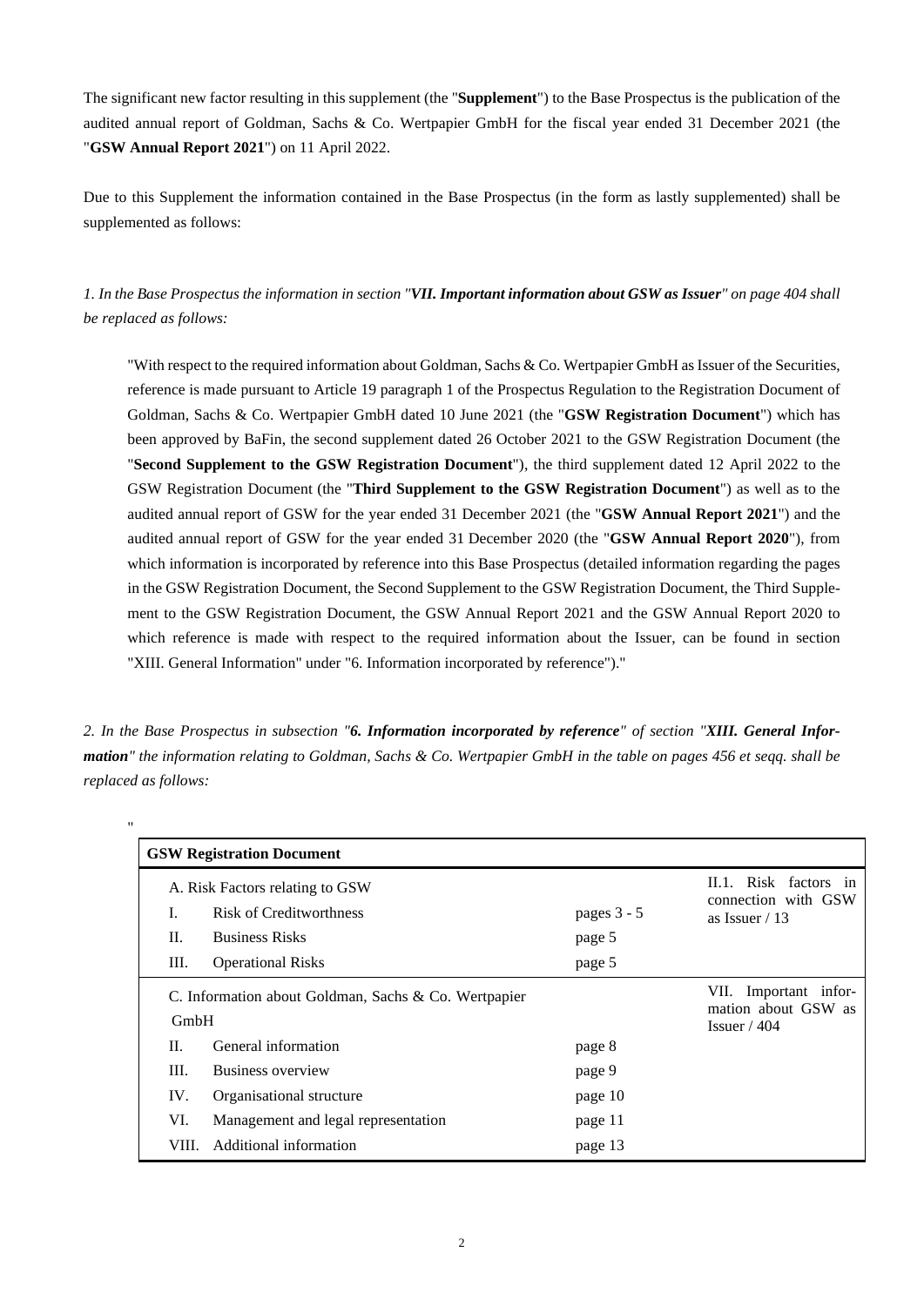The significant new factor resulting in this supplement (the "**Supplement**") to the Base Prospectus is the publication of the audited annual report of Goldman, Sachs & Co. Wertpapier GmbH for the fiscal year ended 31 December 2021 (the "**GSW Annual Report 2021**") on 11 April 2022.

Due to this Supplement the information contained in the Base Prospectus (in the form as lastly supplemented) shall be supplemented as follows:

*1. In the Base Prospectus the information in section "**VII. Important information about GSW as Issuer**" on page 404 shall be replaced as follows:*

"With respect to the required information about Goldman, Sachs & Co. Wertpapier GmbH as Issuer of the Securities, reference is made pursuant to Article 19 paragraph 1 of the Prospectus Regulation to the Registration Document of Goldman, Sachs & Co. Wertpapier GmbH dated 10 June 2021 (the "**GSW Registration Document**") which has been approved by BaFin, the second supplement dated 26 October 2021 to the GSW Registration Document (the "**Second Supplement to the GSW Registration Document**"), the third supplement dated 12 April 2022 to the GSW Registration Document (the "**Third Supplement to the GSW Registration Document**") as well as to the audited annual report of GSW for the year ended 31 December 2021 (the "**GSW Annual Report 2021**") and the audited annual report of GSW for the year ended 31 December 2020 (the "**GSW Annual Report 2020**"), from which information is incorporated by reference into this Base Prospectus (detailed information regarding the pages in the GSW Registration Document, the Second Supplement to the GSW Registration Document, the Third Supplement to the GSW Registration Document, the GSW Annual Report 2021 and the GSW Annual Report 2020 to which reference is made with respect to the required information about the Issuer, can be found in section "XIII. General Information" under "6. Information incorporated by reference")."

*2. In the Base Prospectus in subsection "**6. Information incorporated by reference**" of section "**XIII. General Information**" the information relating to Goldman, Sachs & Co. Wertpapier GmbH in the table on pages 456 et seqq. shall be replaced as follows:*

"

| **GSW Registration Document** | | | |
|---|---|---|---|
| A. Risk Factors relating to GSW | | | II.1. Risk factors in connection with GSW as Issuer / 13 |
| I. | Risk of Creditworthiness | pages 3 - 5 | |
| II. | Business Risks | page 5 | |
| III. | Operational Risks | page 5 | |
| C. Information about Goldman, Sachs & Co. Wertpapier GmbH | | | VII. Important information about GSW as Issuer / 404 |
| II. | General information | page 8 | |
| III. | Business overview | page 9 | |
| IV. | Organisational structure | page 10 | |
| VI. | Management and legal representation | page 11 | |
| VIII. | Additional information | page 13 | |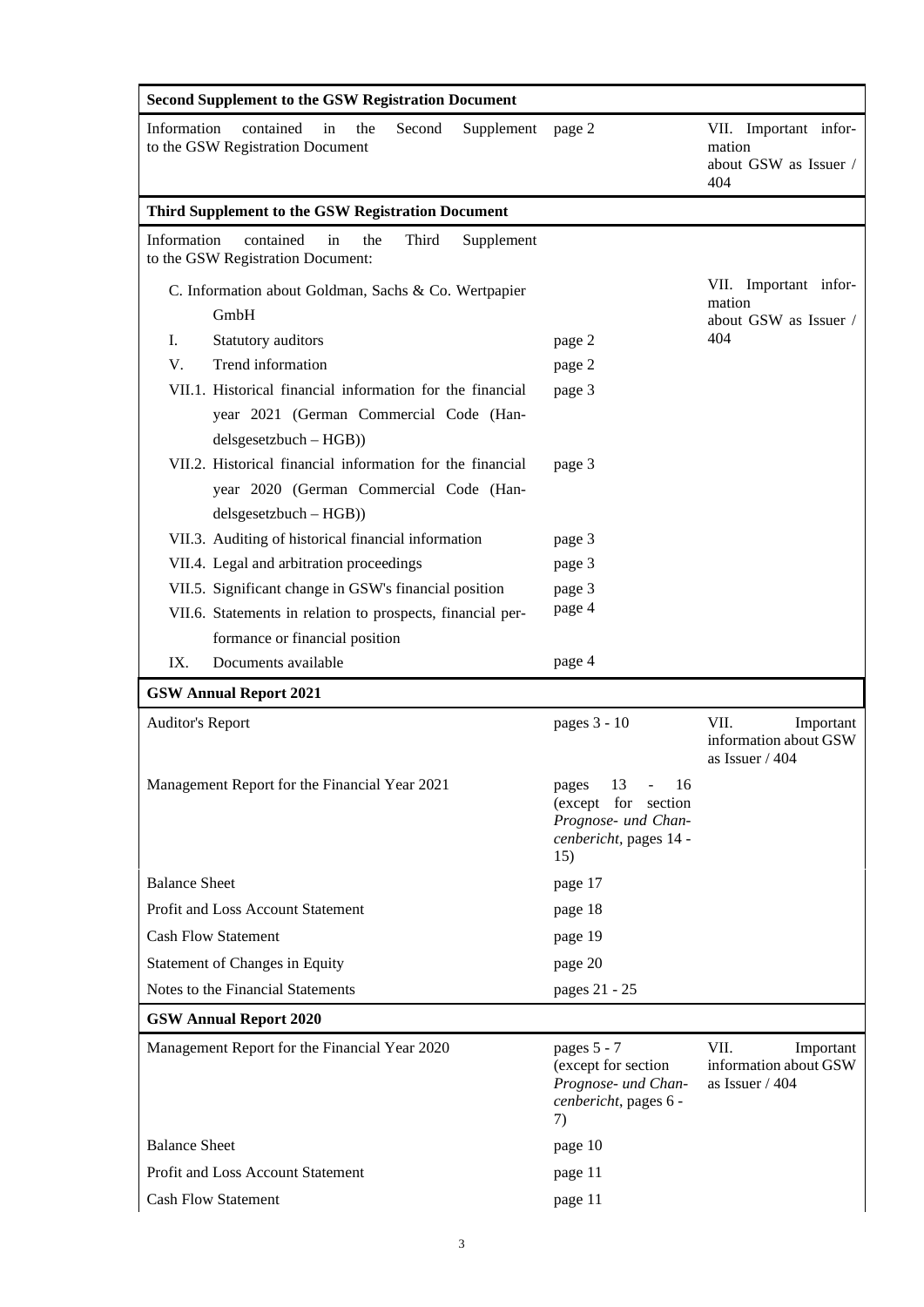| **Second Supplement to the GSW Registration Document** | | |
|---|---|---|
| Information contained in the Second Supplement to the GSW Registration Document | page 2 | VII. Important information about GSW as Issuer / 404 |
| **Third Supplement to the GSW Registration Document** | | |
| Information contained in the Third Supplement to the GSW Registration Document: | | |
| C. Information about Goldman, Sachs & Co. Wertpapier GmbH | | VII. Important information about GSW as Issuer / 404 |
| I. Statutory auditors | page 2 | |
| V. Trend information | page 2 | |
| VII.1. Historical financial information for the financial year 2021 (German Commercial Code (Handelsgesetzbuch – HGB)) | page 3 | |
| VII.2. Historical financial information for the financial year 2020 (German Commercial Code (Handelsgesetzbuch – HGB)) | page 3 | |
| VII.3. Auditing of historical financial information | page 3 | |
| VII.4. Legal and arbitration proceedings | page 3 | |
| VII.5. Significant change in GSW's financial position | page 3 | |
| VII.6. Statements in relation to prospects, financial performance or financial position | page 4 | |
| IX. Documents available | page 4 | |
| **GSW Annual Report 2021** | | |
| Auditor's Report | pages 3 - 10 | VII. Important information about GSW as Issuer / 404 |
| Management Report for the Financial Year 2021 | pages 13 - 16 (except for section *Prognose- und Chancenbericht*, pages 14 - 15) | |
| Balance Sheet | page 17 | |
| Profit and Loss Account Statement | page 18 | |
| Cash Flow Statement | page 19 | |
| Statement of Changes in Equity | page 20 | |
| Notes to the Financial Statements | pages 21 - 25 | |
| **GSW Annual Report 2020** | | |
| Management Report for the Financial Year 2020 | pages 5 - 7 (except for section *Prognose- und Chancenbericht*, pages 6 - 7) | VII. Important information about GSW as Issuer / 404 |
| Balance Sheet | page 10 | |
| Profit and Loss Account Statement | page 11 | |
| Cash Flow Statement | page 11 | |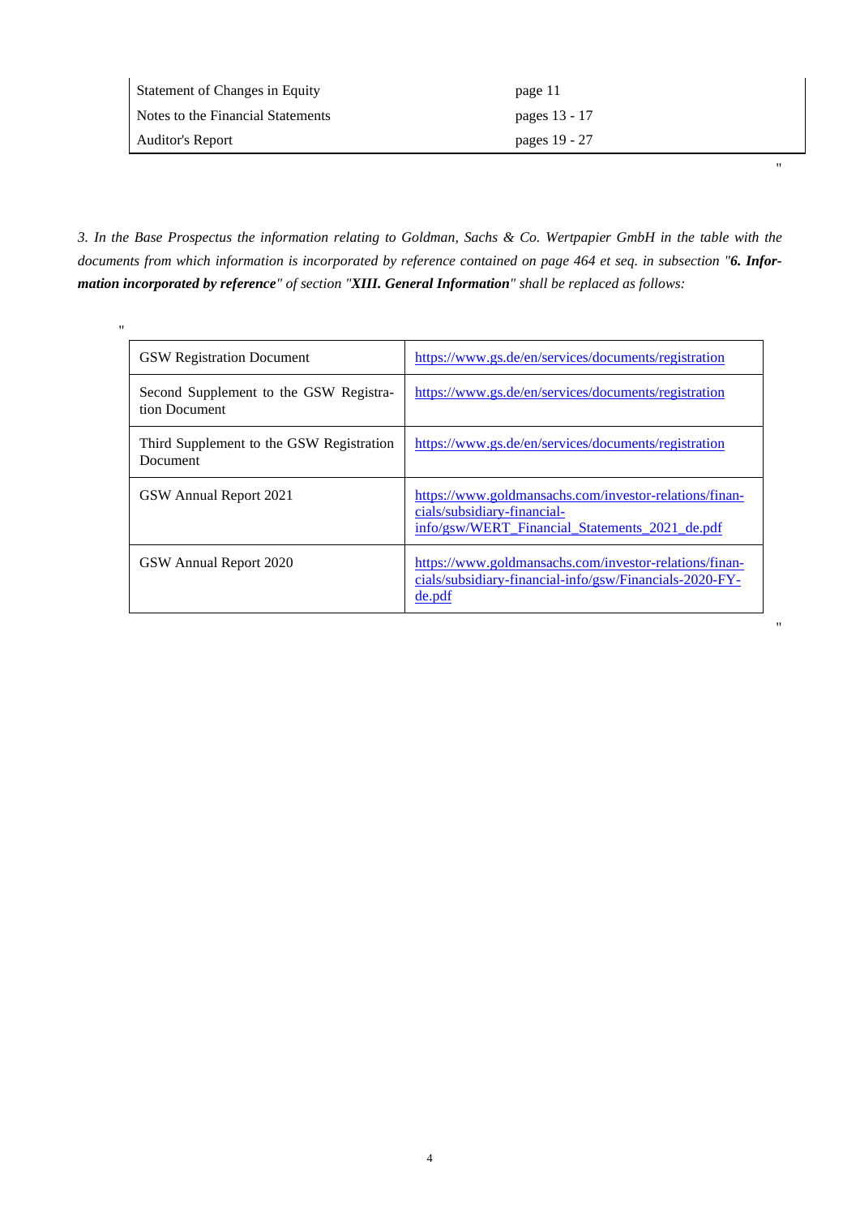| Statement of Changes in Equity | page 11 |
|---|---|
| Notes to the Financial Statements | pages 13 - 17 |
| Auditor's Report | pages 19 - 27 |

"

*3. In the Base Prospectus the information relating to Goldman, Sachs & Co. Wertpapier GmbH in the table with the documents from which information is incorporated by reference contained on page 464 et seq. in subsection "**6. Information incorporated by reference**" of section "**XIII. General Information**" shall be replaced as follows:*

"

| GSW Registration Document | https://www.gs.de/en/services/documents/registration |
|---|---|
| Second Supplement to the GSW Registration Document | https://www.gs.de/en/services/documents/registration |
| Third Supplement to the GSW Registration Document | https://www.gs.de/en/services/documents/registration |
| GSW Annual Report 2021 | https://www.goldmansachs.com/investor-relations/financials/subsidiary-financial-info/gsw/WERT_Financial_Statements_2021_de.pdf |
| GSW Annual Report 2020 | https://www.goldmansachs.com/investor-relations/financials/subsidiary-financial-info/gsw/Financials-2020-FY-de.pdf |

"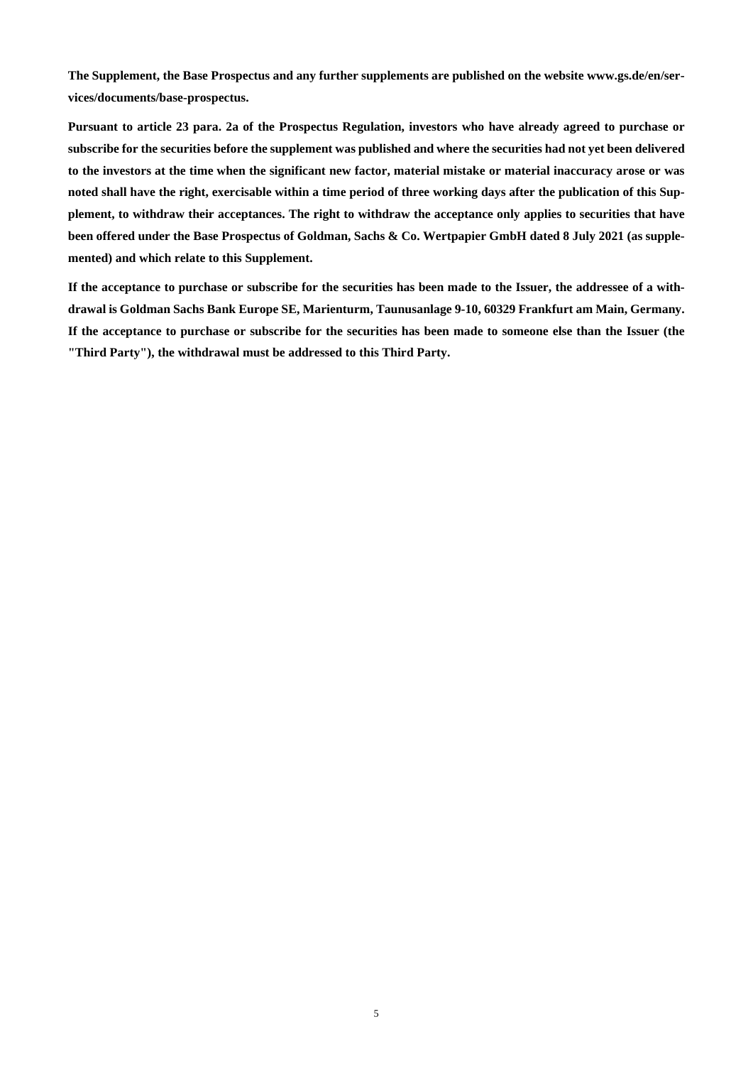**The Supplement, the Base Prospectus and any further supplements are published on the website www.gs.de/en/services/documents/base-prospectus.**

**Pursuant to article 23 para. 2a of the Prospectus Regulation, investors who have already agreed to purchase or subscribe for the securities before the supplement was published and where the securities had not yet been delivered to the investors at the time when the significant new factor, material mistake or material inaccuracy arose or was noted shall have the right, exercisable within a time period of three working days after the publication of this Supplement, to withdraw their acceptances. The right to withdraw the acceptance only applies to securities that have been offered under the Base Prospectus of Goldman, Sachs & Co. Wertpapier GmbH dated 8 July 2021 (as supplemented) and which relate to this Supplement.**

**If the acceptance to purchase or subscribe for the securities has been made to the Issuer, the addressee of a withdrawal is Goldman Sachs Bank Europe SE, Marienturm, Taunusanlage 9-10, 60329 Frankfurt am Main, Germany. If the acceptance to purchase or subscribe for the securities has been made to someone else than the Issuer (the "Third Party"), the withdrawal must be addressed to this Third Party.**